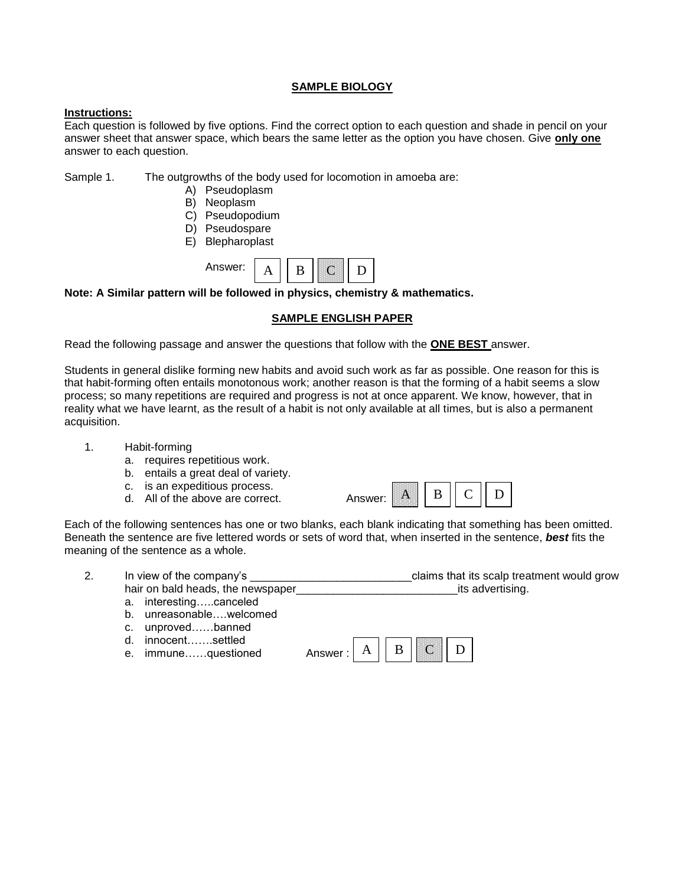## SAMPLE BIOLOGY

**Instructions:**
Each question is followed by five options. Find the correct option to each question and shade in pencil on your answer sheet that answer space, which bears the same letter as the option you have chosen. Give **only one** answer to each question.

Sample 1. The outgrowths of the body used for locomotion in amoeba are:

A) Pseudoplasm
B) Neoplasm
C) Pseudopodium
D) Pseudospare
E) Blepharoplast

Answer: A B **C** D

**Note: A Similar pattern will be followed in physics, chemistry & mathematics.**

## SAMPLE ENGLISH PAPER

Read the following passage and answer the questions that follow with the **ONE BEST** answer.

Students in general dislike forming new habits and avoid such work as far as possible. One reason for this is that habit-forming often entails monotonous work; another reason is that the forming of a habit seems a slow process; so many repetitions are required and progress is not at once apparent. We know, however, that in reality what we have learnt, as the result of a habit is not only available at all times, but is also a permanent acquisition.

1. Habit-forming
   a. requires repetitious work.
   b. entails a great deal of variety.
   c. is an expeditious process.
   d. All of the above are correct.

   Answer: **A** B C D

Each of the following sentences has one or two blanks, each blank indicating that something has been omitted. Beneath the sentence are five lettered words or sets of word that, when inserted in the sentence, ***best*** fits the meaning of the sentence as a whole.

2. In view of the company's __________________________claims that its scalp treatment would grow hair on bald heads, the newspaper__________________________its advertising.
   a. interesting…..canceled
   b. unreasonable….welcomed
   c. unproved……banned
   d. innocent…….settled
   e. immune……questioned

   Answer : A B **C** D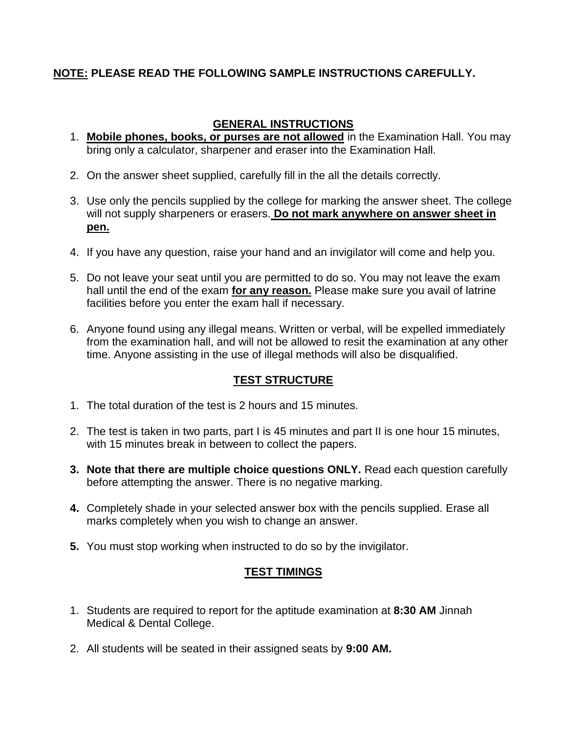**<u>NOTE:</u> PLEASE READ THE FOLLOWING SAMPLE INSTRUCTIONS CAREFULLY.**

## GENERAL INSTRUCTIONS

1. **Mobile phones, books, or purses are not allowed** in the Examination Hall. You may bring only a calculator, sharpener and eraser into the Examination Hall.

2. On the answer sheet supplied, carefully fill in the all the details correctly.

3. Use only the pencils supplied by the college for marking the answer sheet. The college will not supply sharpeners or erasers. **Do not mark anywhere on answer sheet in pen.**

4. If you have any question, raise your hand and an invigilator will come and help you.

5. Do not leave your seat until you are permitted to do so. You may not leave the exam hall until the end of the exam **for any reason.** Please make sure you avail of latrine facilities before you enter the exam hall if necessary.

6. Anyone found using any illegal means. Written or verbal, will be expelled immediately from the examination hall, and will not be allowed to resit the examination at any other time. Anyone assisting in the use of illegal methods will also be disqualified.

## TEST STRUCTURE

1. The total duration of the test is 2 hours and 15 minutes.

2. The test is taken in two parts, part I is 45 minutes and part II is one hour 15 minutes, with 15 minutes break in between to collect the papers.

3. **Note that there are multiple choice questions ONLY.** Read each question carefully before attempting the answer. There is no negative marking.

4. Completely shade in your selected answer box with the pencils supplied. Erase all marks completely when you wish to change an answer.

5. You must stop working when instructed to do so by the invigilator.

## TEST TIMINGS

1. Students are required to report for the aptitude examination at **8:30 AM** Jinnah Medical & Dental College.

2. All students will be seated in their assigned seats by **9:00 AM.**